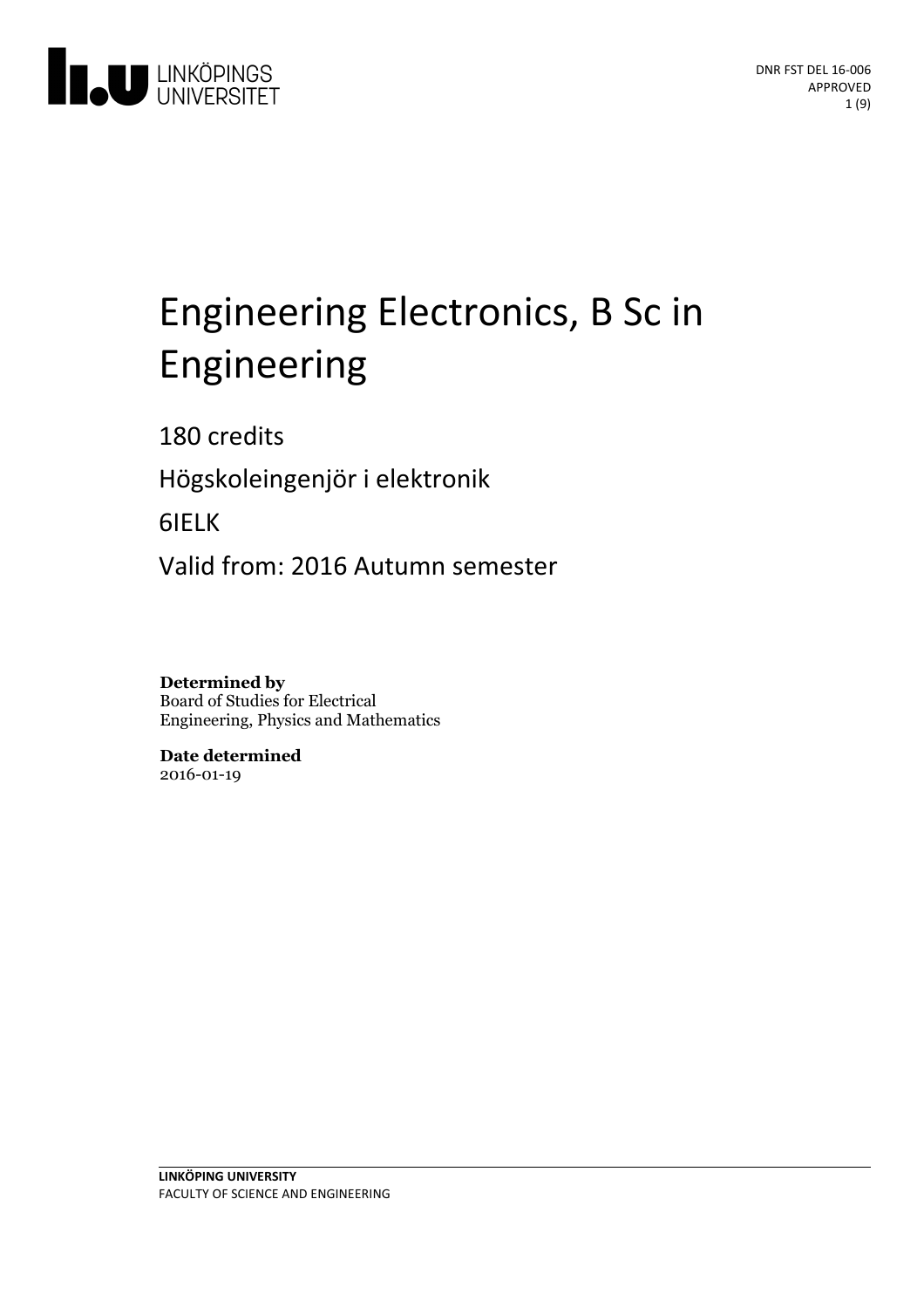DNR FST DEL 16-006
APPROVED

# Engineering Electronics, B Sc in Engineering

180 credits

Högskoleingenjör i elektronik

6IELK

Valid from: 2016 Autumn semester

**Determined by**
Board of Studies for Electrical Engineering, Physics and Mathematics

**Date determined**
2016-01-19

**LINKÖPING UNIVERSITY**
FACULTY OF SCIENCE AND ENGINEERING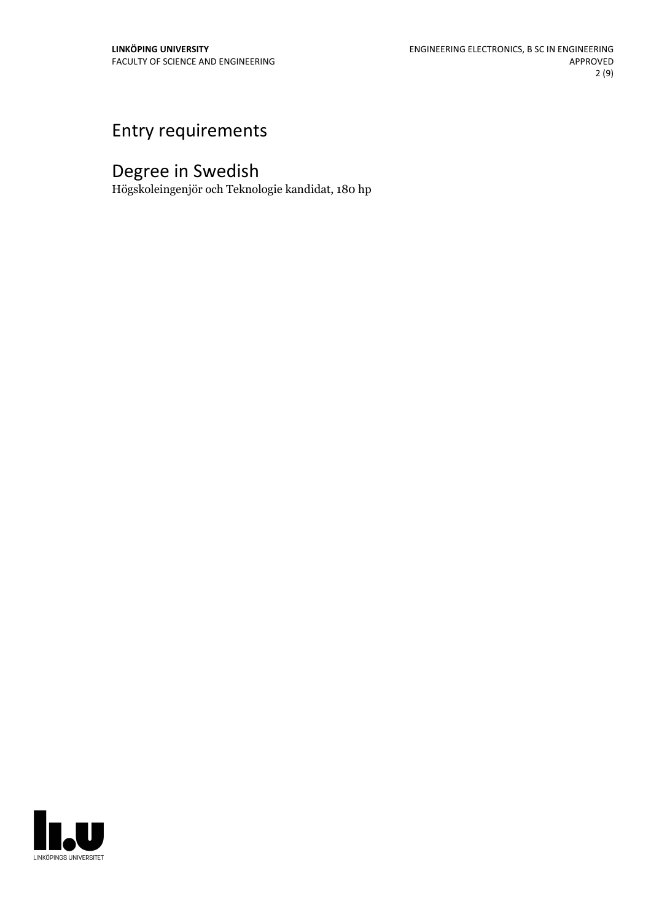# Entry requirements

# Degree in Swedish

Högskoleingenjör och Teknologie kandidat, 180 hp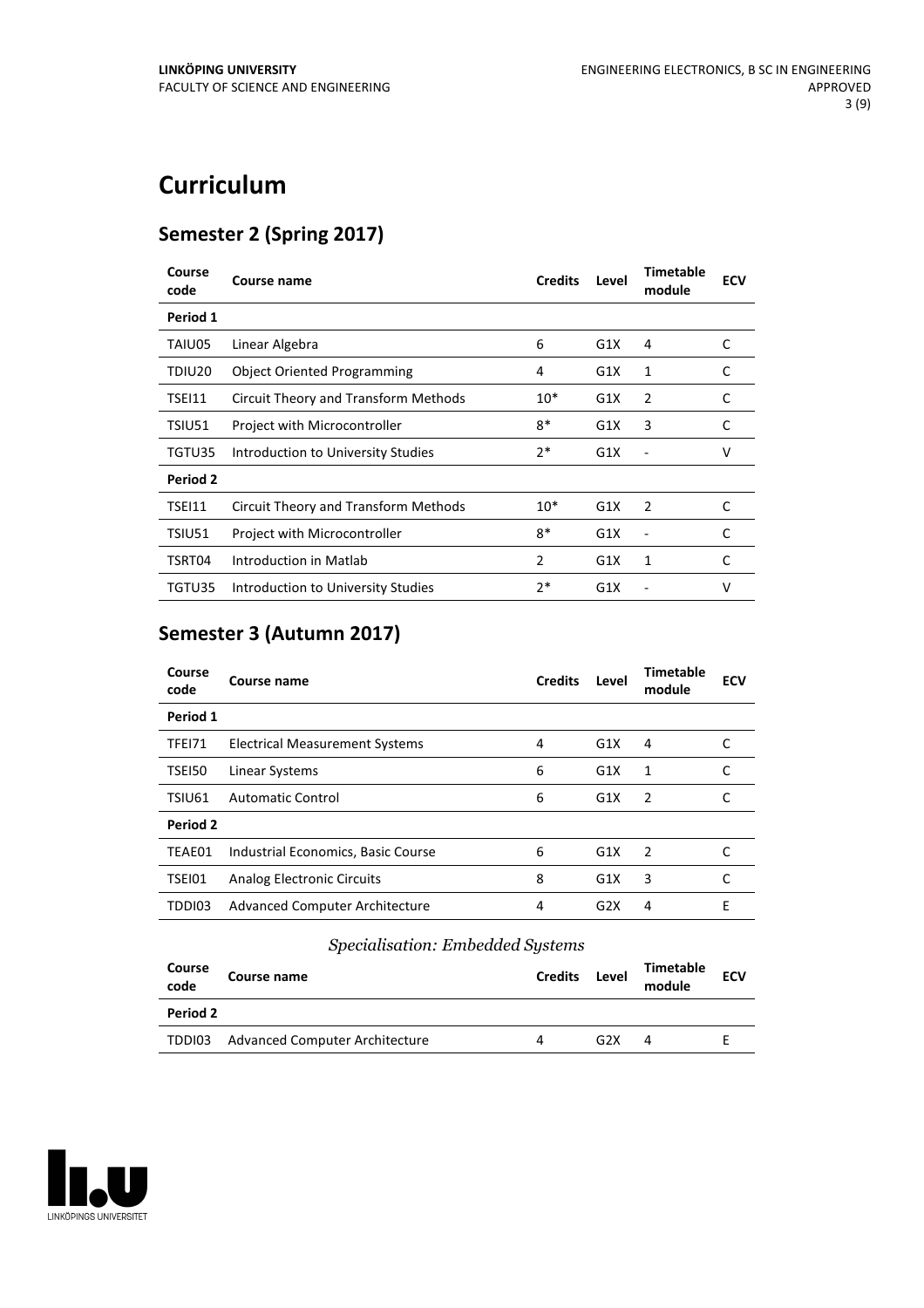# Curriculum

## Semester 2 (Spring 2017)

| Course code | Course name | Credits | Level | Timetable module | ECV |
|---|---|---|---|---|---|
| **Period 1** | | | | | |
| TAIU05 | Linear Algebra | 6 | G1X | 4 | C |
| TDIU20 | Object Oriented Programming | 4 | G1X | 1 | C |
| TSEI11 | Circuit Theory and Transform Methods | 10* | G1X | 2 | C |
| TSIU51 | Project with Microcontroller | 8* | G1X | 3 | C |
| TGTU35 | Introduction to University Studies | 2* | G1X | - | V |
| **Period 2** | | | | | |
| TSEI11 | Circuit Theory and Transform Methods | 10* | G1X | 2 | C |
| TSIU51 | Project with Microcontroller | 8* | G1X | - | C |
| TSRT04 | Introduction in Matlab | 2 | G1X | 1 | C |
| TGTU35 | Introduction to University Studies | 2* | G1X | - | V |

## Semester 3 (Autumn 2017)

| Course code | Course name | Credits | Level | Timetable module | ECV |
|---|---|---|---|---|---|
| **Period 1** | | | | | |
| TFEI71 | Electrical Measurement Systems | 4 | G1X | 4 | C |
| TSEI50 | Linear Systems | 6 | G1X | 1 | C |
| TSIU61 | Automatic Control | 6 | G1X | 2 | C |
| **Period 2** | | | | | |
| TEAE01 | Industrial Economics, Basic Course | 6 | G1X | 2 | C |
| TSEI01 | Analog Electronic Circuits | 8 | G1X | 3 | C |
| TDDI03 | Advanced Computer Architecture | 4 | G2X | 4 | E |

*Specialisation: Embedded Systems*

| Course code | Course name | Credits | Level | Timetable module | ECV |
|---|---|---|---|---|---|
| **Period 2** | | | | | |
| TDDI03 | Advanced Computer Architecture | 4 | G2X | 4 | E |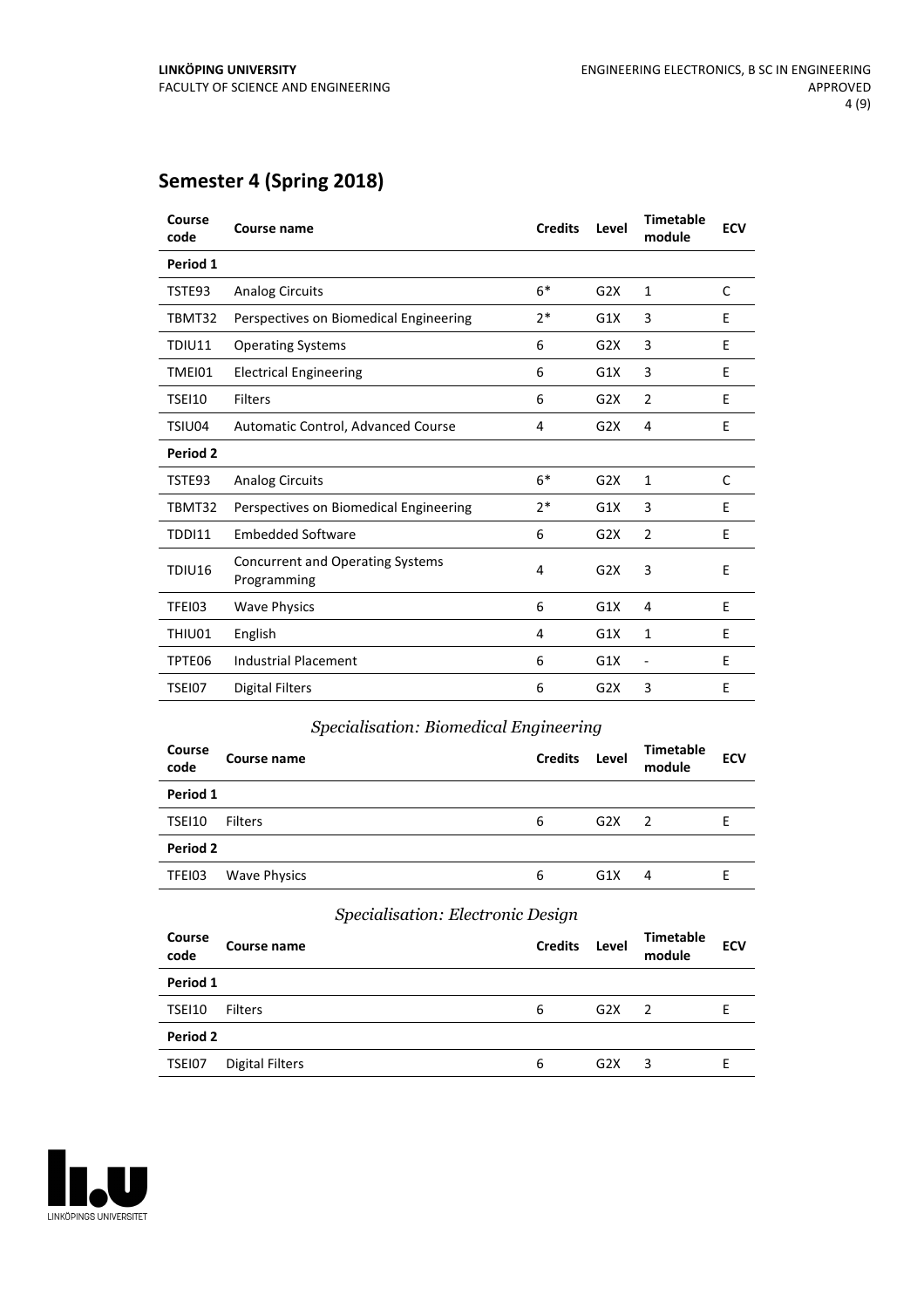## Semester 4 (Spring 2018)

| Course code | Course name | Credits | Level | Timetable module | ECV |
|---|---|---|---|---|---|
| **Period 1** | | | | | |
| TSTE93 | Analog Circuits | 6* | G2X | 1 | C |
| TBMT32 | Perspectives on Biomedical Engineering | 2* | G1X | 3 | E |
| TDIU11 | Operating Systems | 6 | G2X | 3 | E |
| TMEI01 | Electrical Engineering | 6 | G1X | 3 | E |
| TSEI10 | Filters | 6 | G2X | 2 | E |
| TSIU04 | Automatic Control, Advanced Course | 4 | G2X | 4 | E |
| **Period 2** | | | | | |
| TSTE93 | Analog Circuits | 6* | G2X | 1 | C |
| TBMT32 | Perspectives on Biomedical Engineering | 2* | G1X | 3 | E |
| TDDI11 | Embedded Software | 6 | G2X | 2 | E |
| TDIU16 | Concurrent and Operating Systems Programming | 4 | G2X | 3 | E |
| TFEI03 | Wave Physics | 6 | G1X | 4 | E |
| THIU01 | English | 4 | G1X | 1 | E |
| TPTE06 | Industrial Placement | 6 | G1X | - | E |
| TSEI07 | Digital Filters | 6 | G2X | 3 | E |

### *Specialisation: Biomedical Engineering*

| Course code | Course name | Credits | Level | Timetable module | ECV |
|---|---|---|---|---|---|
| **Period 1** | | | | | |
| TSEI10 | Filters | 6 | G2X | 2 | E |
| **Period 2** | | | | | |
| TFEI03 | Wave Physics | 6 | G1X | 4 | E |

### *Specialisation: Electronic Design*

| Course code | Course name | Credits | Level | Timetable module | ECV |
|---|---|---|---|---|---|
| **Period 1** | | | | | |
| TSEI10 | Filters | 6 | G2X | 2 | E |
| **Period 2** | | | | | |
| TSEI07 | Digital Filters | 6 | G2X | 3 | E |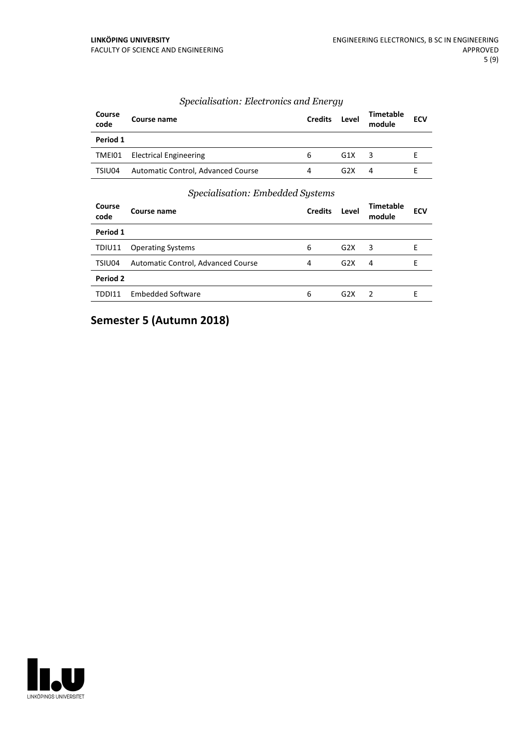*Specialisation: Electronics and Energy*

| Course code | Course name | Credits | Level | Timetable module | ECV |
|---|---|---|---|---|---|
| **Period 1** | | | | | |
| TMEI01 | Electrical Engineering | 6 | G1X | 3 | E |
| TSIU04 | Automatic Control, Advanced Course | 4 | G2X | 4 | E |

*Specialisation: Embedded Systems*

| Course code | Course name | Credits | Level | Timetable module | ECV |
|---|---|---|---|---|---|
| **Period 1** | | | | | |
| TDIU11 | Operating Systems | 6 | G2X | 3 | E |
| TSIU04 | Automatic Control, Advanced Course | 4 | G2X | 4 | E |
| **Period 2** | | | | | |
| TDDI11 | Embedded Software | 6 | G2X | 2 | E |

## Semester 5 (Autumn 2018)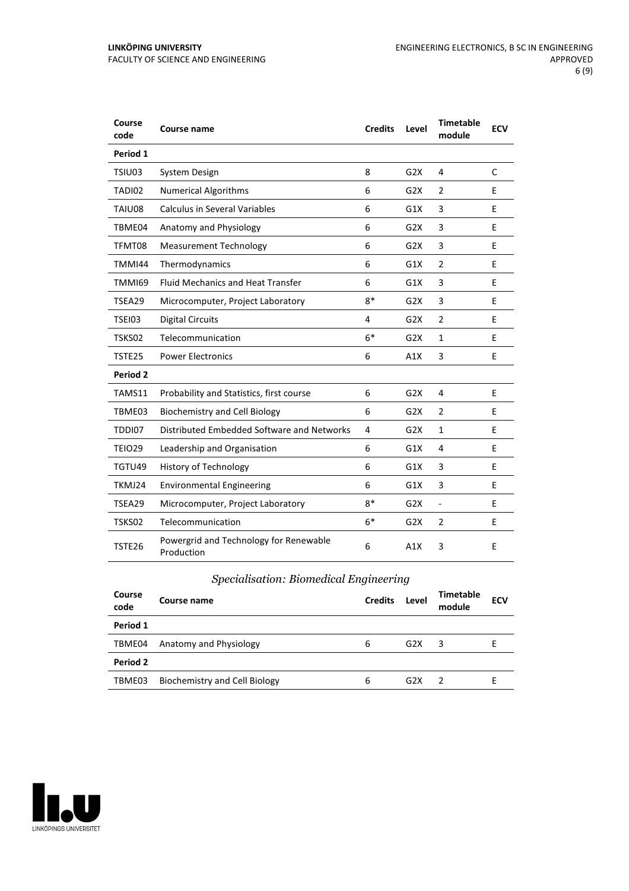| Course code | Course name | Credits | Level | Timetable module | ECV |
|---|---|---|---|---|---|
| **Period 1** | | | | | |
| TSIU03 | System Design | 8 | G2X | 4 | C |
| TADI02 | Numerical Algorithms | 6 | G2X | 2 | E |
| TAIU08 | Calculus in Several Variables | 6 | G1X | 3 | E |
| TBME04 | Anatomy and Physiology | 6 | G2X | 3 | E |
| TFMT08 | Measurement Technology | 6 | G2X | 3 | E |
| TMMI44 | Thermodynamics | 6 | G1X | 2 | E |
| TMMI69 | Fluid Mechanics and Heat Transfer | 6 | G1X | 3 | E |
| TSEA29 | Microcomputer, Project Laboratory | 8* | G2X | 3 | E |
| TSEI03 | Digital Circuits | 4 | G2X | 2 | E |
| TSKS02 | Telecommunication | 6* | G2X | 1 | E |
| TSTE25 | Power Electronics | 6 | A1X | 3 | E |
| **Period 2** | | | | | |
| TAMS11 | Probability and Statistics, first course | 6 | G2X | 4 | E |
| TBME03 | Biochemistry and Cell Biology | 6 | G2X | 2 | E |
| TDDI07 | Distributed Embedded Software and Networks | 4 | G2X | 1 | E |
| TEIO29 | Leadership and Organisation | 6 | G1X | 4 | E |
| TGTU49 | History of Technology | 6 | G1X | 3 | E |
| TKMJ24 | Environmental Engineering | 6 | G1X | 3 | E |
| TSEA29 | Microcomputer, Project Laboratory | 8* | G2X | - | E |
| TSKS02 | Telecommunication | 6* | G2X | 2 | E |
| TSTE26 | Powergrid and Technology for Renewable Production | 6 | A1X | 3 | E |

### *Specialisation: Biomedical Engineering*

| Course code | Course name | Credits | Level | Timetable module | ECV |
|---|---|---|---|---|---|
| **Period 1** | | | | | |
| TBME04 | Anatomy and Physiology | 6 | G2X | 3 | E |
| **Period 2** | | | | | |
| TBME03 | Biochemistry and Cell Biology | 6 | G2X | 2 | E |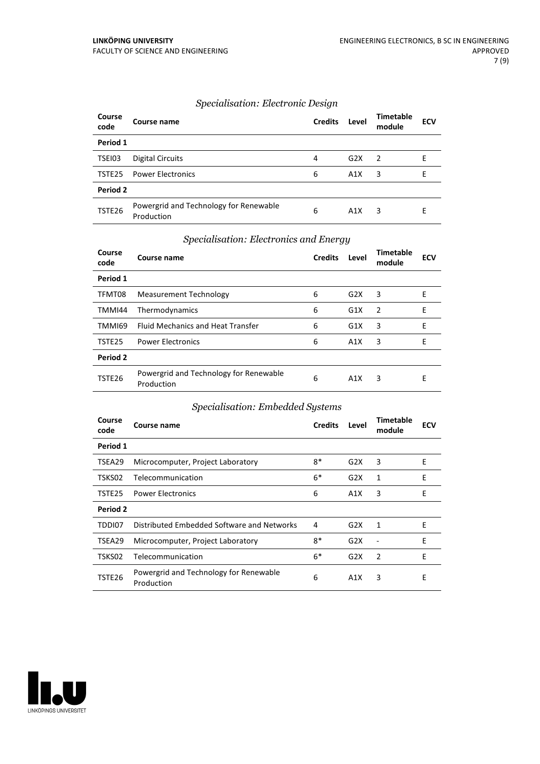### *Specialisation: Electronic Design*

| Course code | Course name | Credits | Level | Timetable module | ECV |
|---|---|---|---|---|---|
| **Period 1** | | | | | |
| TSEI03 | Digital Circuits | 4 | G2X | 2 | E |
| TSTE25 | Power Electronics | 6 | A1X | 3 | E |
| **Period 2** | | | | | |
| TSTE26 | Powergrid and Technology for Renewable Production | 6 | A1X | 3 | E |

### *Specialisation: Electronics and Energy*

| Course code | Course name | Credits | Level | Timetable module | ECV |
|---|---|---|---|---|---|
| **Period 1** | | | | | |
| TFMT08 | Measurement Technology | 6 | G2X | 3 | E |
| TMMI44 | Thermodynamics | 6 | G1X | 2 | E |
| TMMI69 | Fluid Mechanics and Heat Transfer | 6 | G1X | 3 | E |
| TSTE25 | Power Electronics | 6 | A1X | 3 | E |
| **Period 2** | | | | | |
| TSTE26 | Powergrid and Technology for Renewable Production | 6 | A1X | 3 | E |

### *Specialisation: Embedded Systems*

| Course code | Course name | Credits | Level | Timetable module | ECV |
|---|---|---|---|---|---|
| **Period 1** | | | | | |
| TSEA29 | Microcomputer, Project Laboratory | 8* | G2X | 3 | E |
| TSKS02 | Telecommunication | 6* | G2X | 1 | E |
| TSTE25 | Power Electronics | 6 | A1X | 3 | E |
| **Period 2** | | | | | |
| TDDI07 | Distributed Embedded Software and Networks | 4 | G2X | 1 | E |
| TSEA29 | Microcomputer, Project Laboratory | 8* | G2X | - | E |
| TSKS02 | Telecommunication | 6* | G2X | 2 | E |
| TSTE26 | Powergrid and Technology for Renewable Production | 6 | A1X | 3 | E |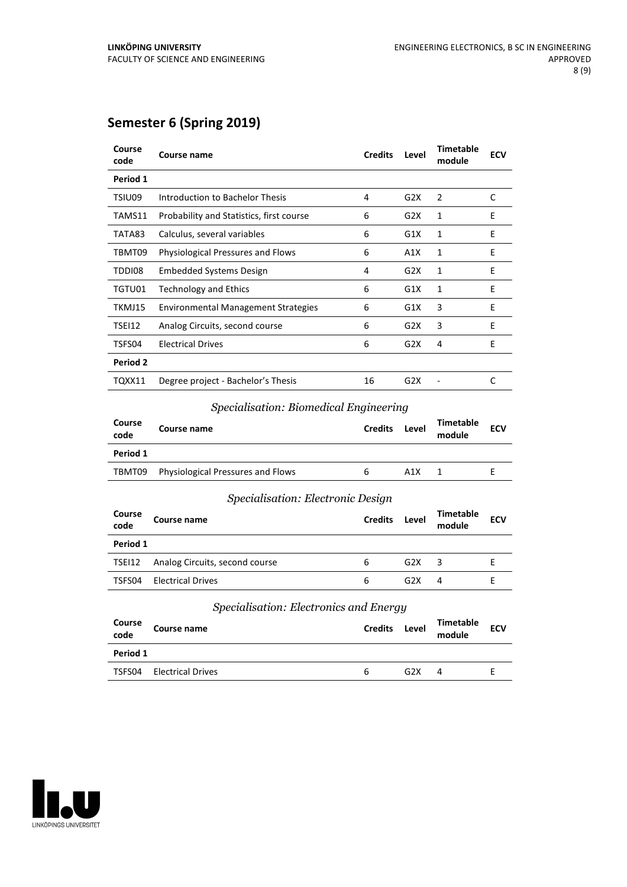## Semester 6 (Spring 2019)

| Course code | Course name | Credits | Level | Timetable module | ECV |
|---|---|---|---|---|---|
| **Period 1** | | | | | |
| TSIU09 | Introduction to Bachelor Thesis | 4 | G2X | 2 | C |
| TAMS11 | Probability and Statistics, first course | 6 | G2X | 1 | E |
| TATA83 | Calculus, several variables | 6 | G1X | 1 | E |
| TBMT09 | Physiological Pressures and Flows | 6 | A1X | 1 | E |
| TDDI08 | Embedded Systems Design | 4 | G2X | 1 | E |
| TGTU01 | Technology and Ethics | 6 | G1X | 1 | E |
| TKMJ15 | Environmental Management Strategies | 6 | G1X | 3 | E |
| TSEI12 | Analog Circuits, second course | 6 | G2X | 3 | E |
| TSFS04 | Electrical Drives | 6 | G2X | 4 | E |
| **Period 2** | | | | | |
| TQXX11 | Degree project - Bachelor's Thesis | 16 | G2X | - | C |

### *Specialisation: Biomedical Engineering*

| Course code | Course name | Credits | Level | Timetable module | ECV |
|---|---|---|---|---|---|
| **Period 1** | | | | | |
| TBMT09 | Physiological Pressures and Flows | 6 | A1X | 1 | E |

### *Specialisation: Electronic Design*

| Course code | Course name | Credits | Level | Timetable module | ECV |
|---|---|---|---|---|---|
| **Period 1** | | | | | |
| TSEI12 | Analog Circuits, second course | 6 | G2X | 3 | E |
| TSFS04 | Electrical Drives | 6 | G2X | 4 | E |

### *Specialisation: Electronics and Energy*

| Course code | Course name | Credits | Level | Timetable module | ECV |
|---|---|---|---|---|---|
| **Period 1** | | | | | |
| TSFS04 | Electrical Drives | 6 | G2X | 4 | E |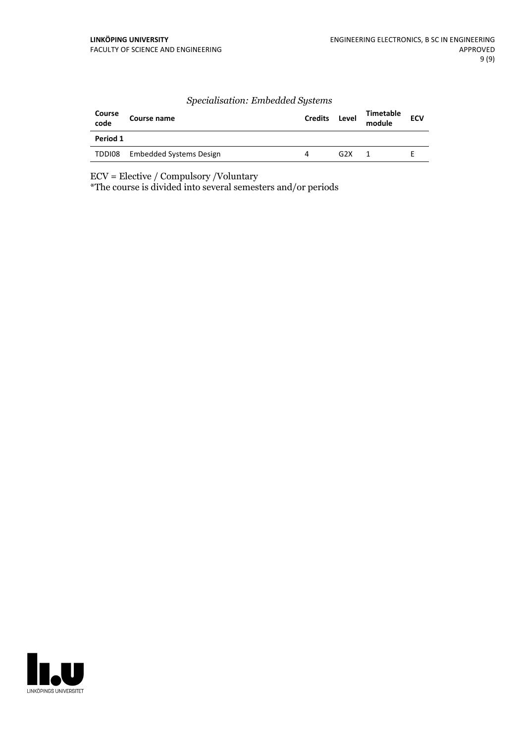*Specialisation: Embedded Systems*

| Course code | Course name | Credits | Level | Timetable module | ECV |
|---|---|---|---|---|---|
| **Period 1** | | | | | |
| TDDI08 | Embedded Systems Design | 4 | G2X | 1 | E |

ECV = Elective / Compulsory /Voluntary
*The course is divided into several semesters and/or periods